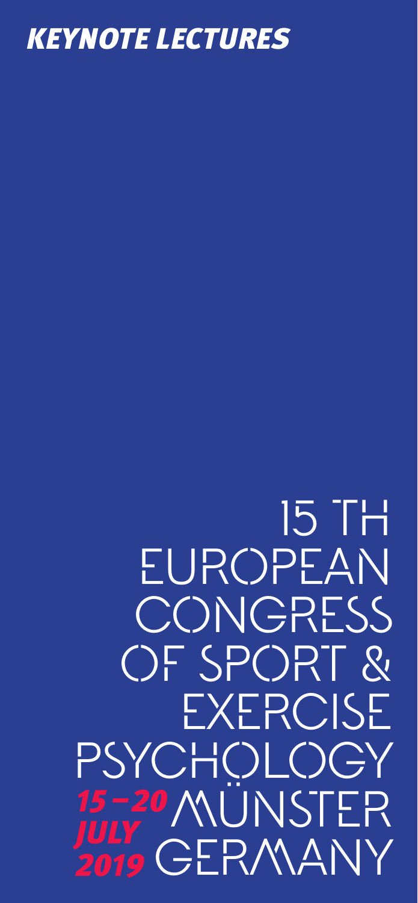***KEYNOTE LECTURES***

# 15 TH EUROPEAN CONGRESS OF SPORT & EXERCISE PSYCHOLOGY

***15 – 20 JULY 2019*** MÜNSTER GERMANY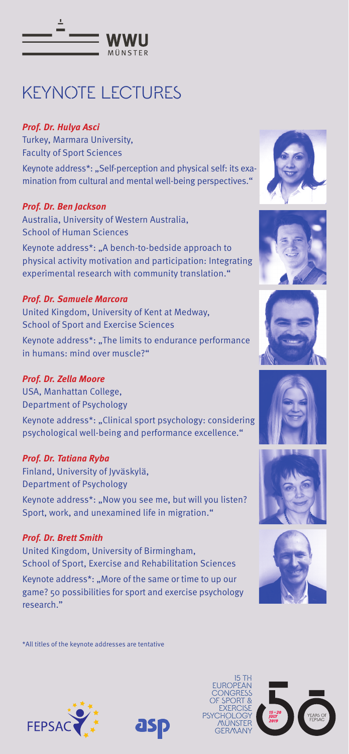WWU MÜNSTER

# KEYNOTE LECTURES

***Prof. Dr. Hulya Asci***
Turkey, Marmara University,
Faculty of Sport Sciences

Keynote address*: „Self-perception and physical self: its examination from cultural and mental well-being perspectives."

***Prof. Dr. Ben Jackson***
Australia, University of Western Australia,
School of Human Sciences

Keynote address*: „A bench-to-bedside approach to physical activity motivation and participation: Integrating experimental research with community translation."

***Prof. Dr. Samuele Marcora***
United Kingdom, University of Kent at Medway,
School of Sport and Exercise Sciences

Keynote address*: „The limits to endurance performance in humans: mind over muscle?"

***Prof. Dr. Zella Moore***
USA, Manhattan College,
Department of Psychology

Keynote address*: „Clinical sport psychology: considering psychological well-being and performance excellence."

***Prof. Dr. Tatiana Ryba***
Finland, University of Jyväskylä,
Department of Psychology

Keynote address*: „Now you see me, but will you listen? Sport, work, and unexamined life in migration."

***Prof. Dr. Brett Smith***
United Kingdom, University of Birmingham,
School of Sport, Exercise and Rehabilitation Sciences

Keynote address*: „More of the same or time to up our game? 50 possibilities for sport and exercise psychology research."

*All titles of the keynote addresses are tentative

FEPSAC

asp

15 TH EUROPEAN CONGRESS OF SPORT & EXERCISE PSYCHOLOGY MÜNSTER GERMANY

15–20 JULY 2019

50 YEARS OF FEPSAC